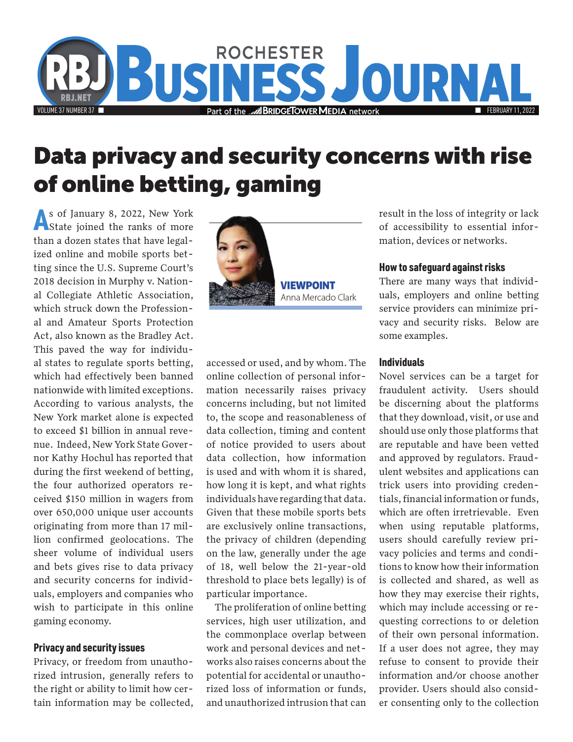# Data privacy and security concerns with rise of online betting, gaming

VIEWPOINT
Anna Mercado Clark

As of January 8, 2022, New York State joined the ranks of more than a dozen states that have legalized online and mobile sports betting since the U.S. Supreme Court's 2018 decision in Murphy v. National Collegiate Athletic Association, which struck down the Professional and Amateur Sports Protection Act, also known as the Bradley Act. This paved the way for individual states to regulate sports betting, which had effectively been banned nationwide with limited exceptions. According to various analysts, the New York market alone is expected to exceed $1 billion in annual revenue. Indeed, New York State Governor Kathy Hochul has reported that during the first weekend of betting, the four authorized operators received $150 million in wagers from over 650,000 unique user accounts originating from more than 17 million confirmed geolocations. The sheer volume of individual users and bets gives rise to data privacy and security concerns for individuals, employers and companies who wish to participate in this online gaming economy.

## Privacy and security issues

Privacy, or freedom from unauthorized intrusion, generally refers to the right or ability to limit how certain information may be collected, accessed or used, and by whom. The online collection of personal information necessarily raises privacy concerns including, but not limited to, the scope and reasonableness of data collection, timing and content of notice provided to users about data collection, how information is used and with whom it is shared, how long it is kept, and what rights individuals have regarding that data. Given that these mobile sports bets are exclusively online transactions, the privacy of children (depending on the law, generally under the age of 18, well below the 21-year-old threshold to place bets legally) is of particular importance.

The proliferation of online betting services, high user utilization, and the commonplace overlap between work and personal devices and networks also raises concerns about the potential for accidental or unauthorized loss of information or funds, and unauthorized intrusion that can result in the loss of integrity or lack of accessibility to essential information, devices or networks.

## How to safeguard against risks

There are many ways that individuals, employers and online betting service providers can minimize privacy and security risks. Below are some examples.

## Individuals

Novel services can be a target for fraudulent activity. Users should be discerning about the platforms that they download, visit, or use and should use only those platforms that are reputable and have been vetted and approved by regulators. Fraudulent websites and applications can trick users into providing credentials, financial information or funds, which are often irretrievable. Even when using reputable platforms, users should carefully review privacy policies and terms and conditions to know how their information is collected and shared, as well as how they may exercise their rights, which may include accessing or requesting corrections to or deletion of their own personal information. If a user does not agree, they may refuse to consent to provide their information and/or choose another provider. Users should also consider consenting only to the collection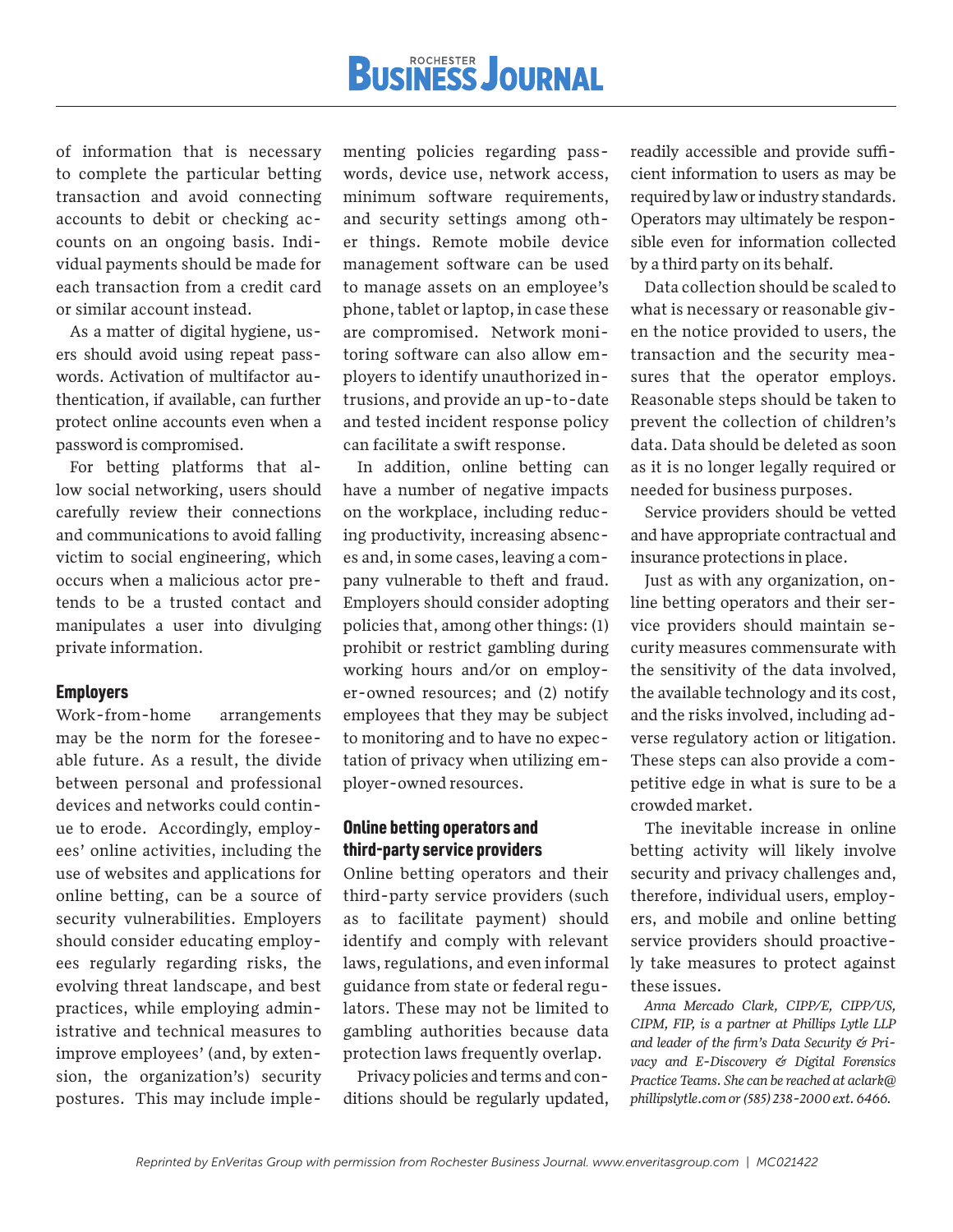of information that is necessary to complete the particular betting transaction and avoid connecting accounts to debit or checking accounts on an ongoing basis. Individual payments should be made for each transaction from a credit card or similar account instead.

As a matter of digital hygiene, users should avoid using repeat passwords. Activation of multifactor authentication, if available, can further protect online accounts even when a password is compromised.

For betting platforms that allow social networking, users should carefully review their connections and communications to avoid falling victim to social engineering, which occurs when a malicious actor pretends to be a trusted contact and manipulates a user into divulging private information.

## Employers

Work-from-home arrangements may be the norm for the foreseeable future. As a result, the divide between personal and professional devices and networks could continue to erode. Accordingly, employees' online activities, including the use of websites and applications for online betting, can be a source of security vulnerabilities. Employers should consider educating employees regularly regarding risks, the evolving threat landscape, and best practices, while employing administrative and technical measures to improve employees' (and, by extension, the organization's) security postures. This may include implementing policies regarding passwords, device use, network access, minimum software requirements, and security settings among other things. Remote mobile device management software can be used to manage assets on an employee's phone, tablet or laptop, in case these are compromised. Network monitoring software can also allow employers to identify unauthorized intrusions, and provide an up-to-date and tested incident response policy can facilitate a swift response.

In addition, online betting can have a number of negative impacts on the workplace, including reducing productivity, increasing absences and, in some cases, leaving a company vulnerable to theft and fraud. Employers should consider adopting policies that, among other things: (1) prohibit or restrict gambling during working hours and/or on employer-owned resources; and (2) notify employees that they may be subject to monitoring and to have no expectation of privacy when utilizing employer-owned resources.

## Online betting operators and third-party service providers

Online betting operators and their third-party service providers (such as to facilitate payment) should identify and comply with relevant laws, regulations, and even informal guidance from state or federal regulators. These may not be limited to gambling authorities because data protection laws frequently overlap.

Privacy policies and terms and conditions should be regularly updated, readily accessible and provide sufficient information to users as may be required by law or industry standards. Operators may ultimately be responsible even for information collected by a third party on its behalf.

Data collection should be scaled to what is necessary or reasonable given the notice provided to users, the transaction and the security measures that the operator employs. Reasonable steps should be taken to prevent the collection of children's data. Data should be deleted as soon as it is no longer legally required or needed for business purposes.

Service providers should be vetted and have appropriate contractual and insurance protections in place.

Just as with any organization, online betting operators and their service providers should maintain security measures commensurate with the sensitivity of the data involved, the available technology and its cost, and the risks involved, including adverse regulatory action or litigation. These steps can also provide a competitive edge in what is sure to be a crowded market.

The inevitable increase in online betting activity will likely involve security and privacy challenges and, therefore, individual users, employers, and mobile and online betting service providers should proactively take measures to protect against these issues.

*Anna Mercado Clark, CIPP/E, CIPP/US, CIPM, FIP, is a partner at Phillips Lytle LLP and leader of the firm's Data Security & Privacy and E-Discovery & Digital Forensics Practice Teams. She can be reached at aclark@phillipslytle.com or (585) 238-2000 ext. 6466.*

*Reprinted by EnVeritas Group with permission from Rochester Business Journal. www.enveritasgroup.com | MC021422*